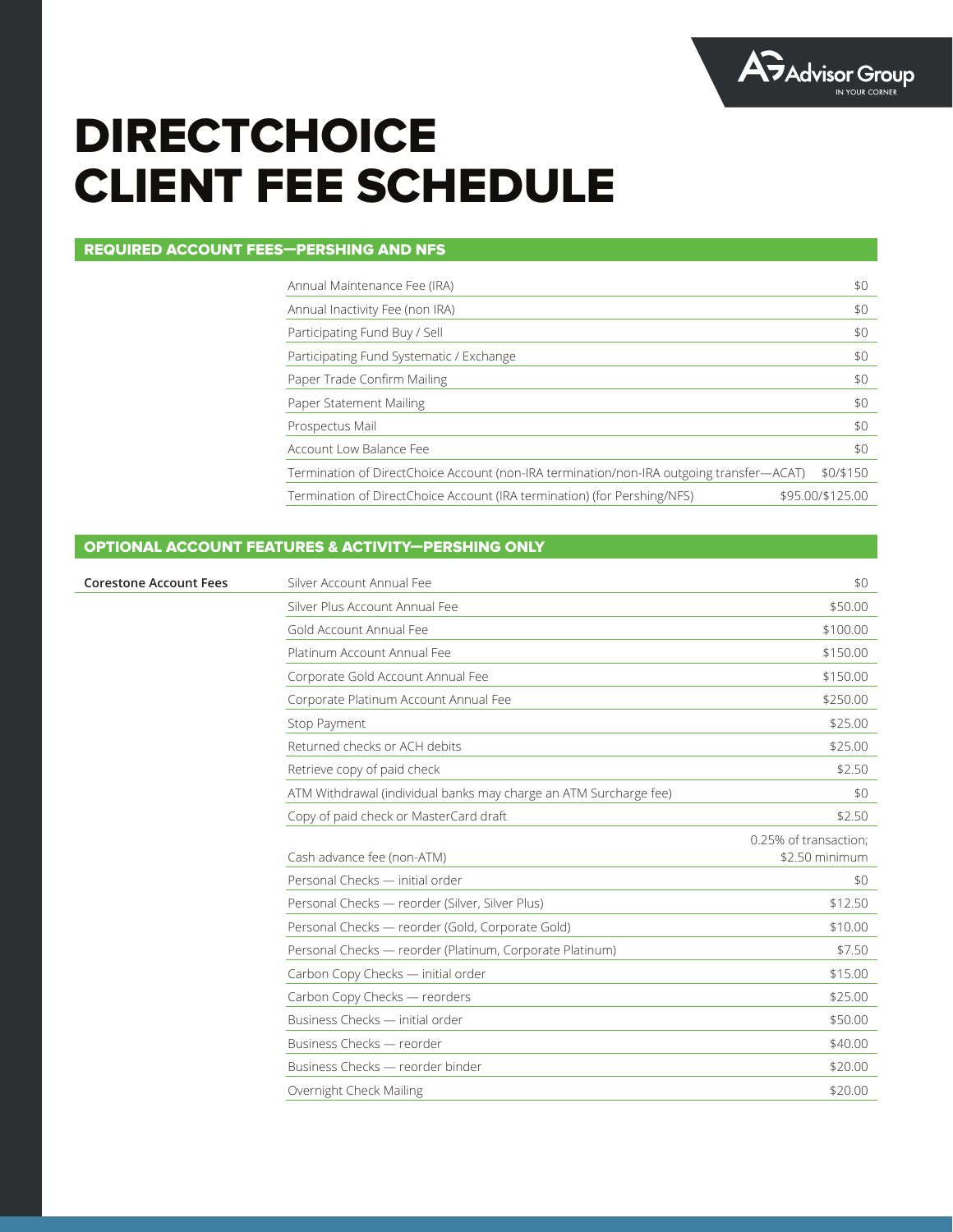# DIRECTCHOICE CLIENT FEE SCHEDULE

## REQUIRED ACCOUNT FEES—PERSHING AND NFS

| Fee | Amount |
|---|---|
| Annual Maintenance Fee (IRA) | $0 |
| Annual Inactivity Fee (non IRA) | $0 |
| Participating Fund Buy / Sell | $0 |
| Participating Fund Systematic / Exchange | $0 |
| Paper Trade Confirm Mailing | $0 |
| Paper Statement Mailing | $0 |
| Prospectus Mail | $0 |
| Account Low Balance Fee | $0 |
| Termination of DirectChoice Account (non-IRA termination/non-IRA outgoing transfer—ACAT) | $0/$150 |
| Termination of DirectChoice Account (IRA termination) (for Pershing/NFS) | $95.00/$125.00 |

## OPTIONAL ACCOUNT FEATURES & ACTIVITY—PERSHING ONLY

| | Fee | Amount |
|---|---|---|
| **Corestone Account Fees** | Silver Account Annual Fee | $0 |
| | Silver Plus Account Annual Fee | $50.00 |
| | Gold Account Annual Fee | $100.00 |
| | Platinum Account Annual Fee | $150.00 |
| | Corporate Gold Account Annual Fee | $150.00 |
| | Corporate Platinum Account Annual Fee | $250.00 |
| | Stop Payment | $25.00 |
| | Returned checks or ACH debits | $25.00 |
| | Retrieve copy of paid check | $2.50 |
| | ATM Withdrawal (individual banks may charge an ATM Surcharge fee) | $0 |
| | Copy of paid check or MasterCard draft | $2.50 |
| | Cash advance fee (non-ATM) | 0.25% of transaction; $2.50 minimum |
| | Personal Checks — initial order | $0 |
| | Personal Checks — reorder (Silver, Silver Plus) | $12.50 |
| | Personal Checks — reorder (Gold, Corporate Gold) | $10.00 |
| | Personal Checks — reorder (Platinum, Corporate Platinum) | $7.50 |
| | Carbon Copy Checks — initial order | $15.00 |
| | Carbon Copy Checks — reorders | $25.00 |
| | Business Checks — initial order | $50.00 |
| | Business Checks — reorder | $40.00 |
| | Business Checks — reorder binder | $20.00 |
| | Overnight Check Mailing | $20.00 |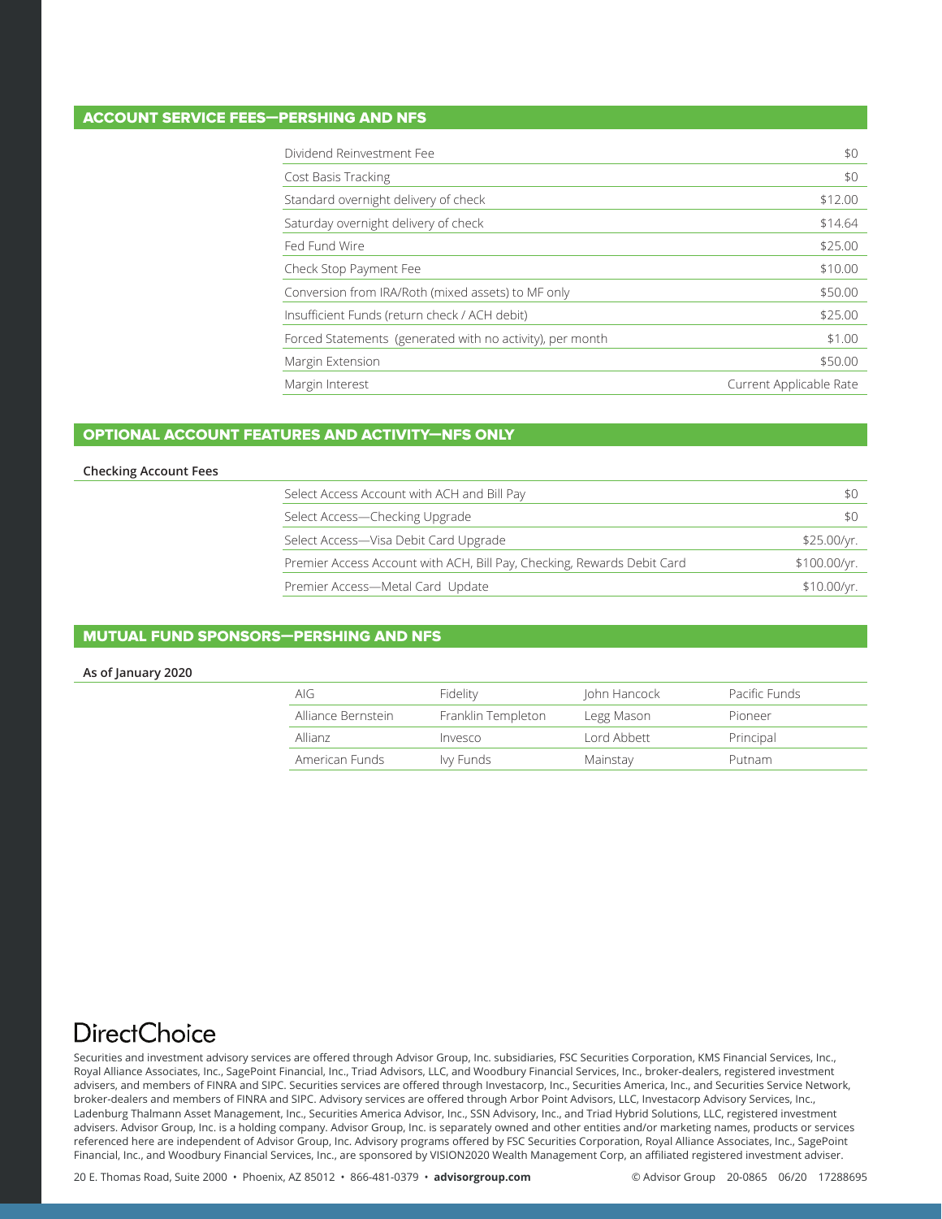## ACCOUNT SERVICE FEES—PERSHING AND NFS

| | |
|---|---|
| Dividend Reinvestment Fee | $0 |
| Cost Basis Tracking | $0 |
| Standard overnight delivery of check | $12.00 |
| Saturday overnight delivery of check | $14.64 |
| Fed Fund Wire | $25.00 |
| Check Stop Payment Fee | $10.00 |
| Conversion from IRA/Roth (mixed assets) to MF only | $50.00 |
| Insufficient Funds (return check / ACH debit) | $25.00 |
| Forced Statements (generated with no activity), per month | $1.00 |
| Margin Extension | $50.00 |
| Margin Interest | Current Applicable Rate |

## OPTIONAL ACCOUNT FEATURES AND ACTIVITY—NFS ONLY

**Checking Account Fees**

| | |
|---|---|
| Select Access Account with ACH and Bill Pay | $0 |
| Select Access—Checking Upgrade | $0 |
| Select Access—Visa Debit Card Upgrade | $25.00/yr. |
| Premier Access Account with ACH, Bill Pay, Checking, Rewards Debit Card | $100.00/yr. |
| Premier Access—Metal Card Update | $10.00/yr. |

## MUTUAL FUND SPONSORS—PERSHING AND NFS

**As of January 2020**

| | | | |
|---|---|---|---|
| AIG | Fidelity | John Hancock | Pacific Funds |
| Alliance Bernstein | Franklin Templeton | Legg Mason | Pioneer |
| Allianz | Invesco | Lord Abbett | Principal |
| American Funds | Ivy Funds | Mainstay | Putnam |

DirectChoice

Securities and investment advisory services are offered through Advisor Group, Inc. subsidiaries, FSC Securities Corporation, KMS Financial Services, Inc., Royal Alliance Associates, Inc., SagePoint Financial, Inc., Triad Advisors, LLC, and Woodbury Financial Services, Inc., broker-dealers, registered investment advisers, and members of FINRA and SIPC. Securities services are offered through Investacorp, Inc., Securities America, Inc., and Securities Service Network, broker-dealers and members of FINRA and SIPC. Advisory services are offered through Arbor Point Advisors, LLC, Investacorp Advisory Services, Inc., Ladenburg Thalmann Asset Management, Inc., Securities America Advisor, Inc., SSN Advisory, Inc., and Triad Hybrid Solutions, LLC, registered investment advisers. Advisor Group, Inc. is a holding company. Advisor Group, Inc. is separately owned and other entities and/or marketing names, products or services referenced here are independent of Advisor Group, Inc. Advisory programs offered by FSC Securities Corporation, Royal Alliance Associates, Inc., SagePoint Financial, Inc., and Woodbury Financial Services, Inc., are sponsored by VISION2020 Wealth Management Corp, an affiliated registered investment adviser.

20 E. Thomas Road, Suite 2000 • Phoenix, AZ 85012 • 866-481-0379 • **advisorgroup.com**

© Advisor Group 20-0865 06/20 17288695